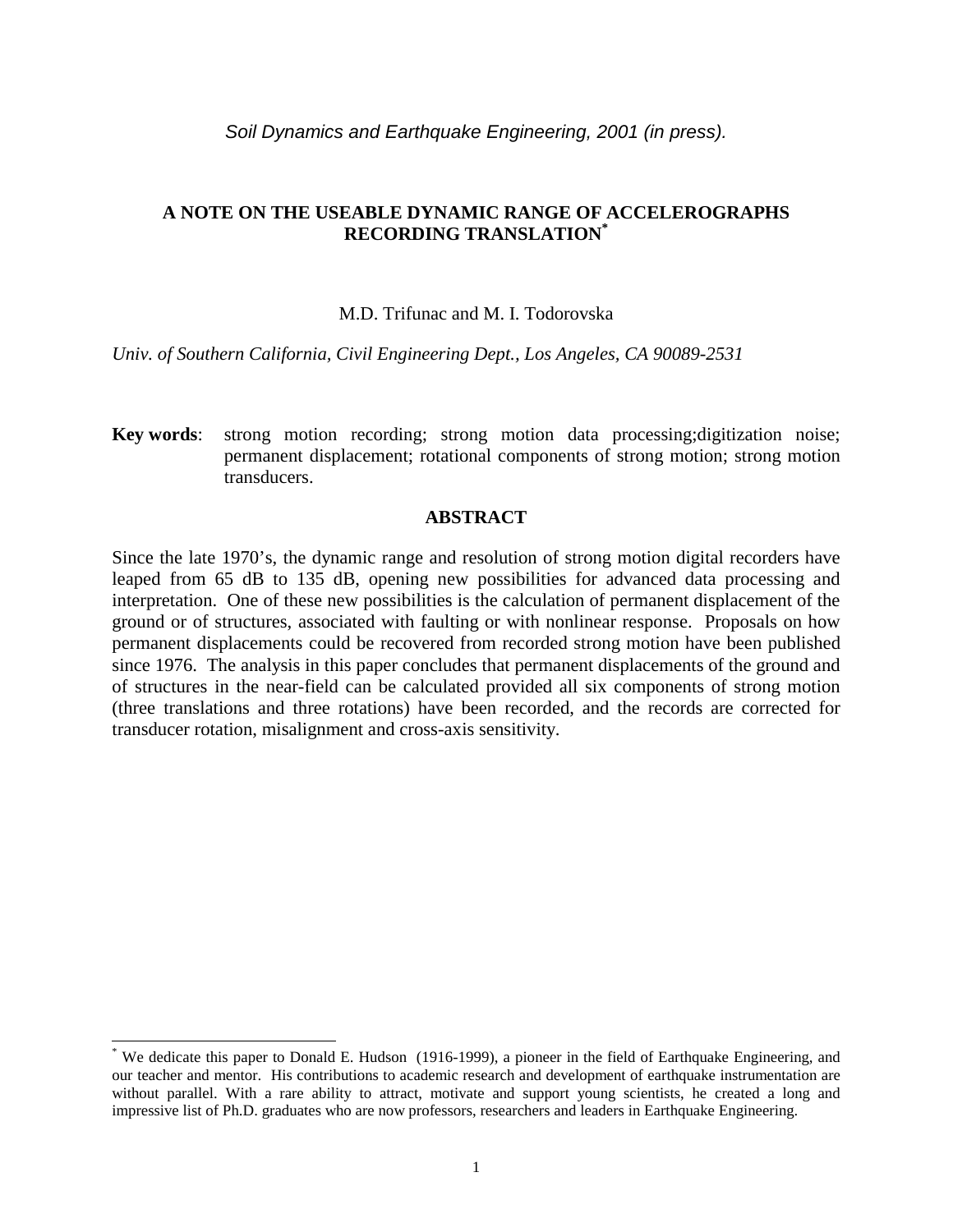*Soil Dynamics and Earthquake Engineering, 2001 (in press).*

# A NOTE ON THE USEABLE DYNAMIC RANGE OF ACCELEROGRAPHS RECORDING TRANSLATION*

M.D. Trifunac and M. I. Todorovska

*Univ. of Southern California, Civil Engineering Dept., Los Angeles, CA 90089-2531*

**Key words**: strong motion recording; strong motion data processing;digitization noise; permanent displacement; rotational components of strong motion; strong motion transducers.

## ABSTRACT

Since the late 1970's, the dynamic range and resolution of strong motion digital recorders have leaped from 65 dB to 135 dB, opening new possibilities for advanced data processing and interpretation. One of these new possibilities is the calculation of permanent displacement of the ground or of structures, associated with faulting or with nonlinear response. Proposals on how permanent displacements could be recovered from recorded strong motion have been published since 1976. The analysis in this paper concludes that permanent displacements of the ground and of structures in the near-field can be calculated provided all six components of strong motion (three translations and three rotations) have been recorded, and the records are corrected for transducer rotation, misalignment and cross-axis sensitivity.

---

* We dedicate this paper to Donald E. Hudson (1916-1999), a pioneer in the field of Earthquake Engineering, and our teacher and mentor. His contributions to academic research and development of earthquake instrumentation are without parallel. With a rare ability to attract, motivate and support young scientists, he created a long and impressive list of Ph.D. graduates who are now professors, researchers and leaders in Earthquake Engineering.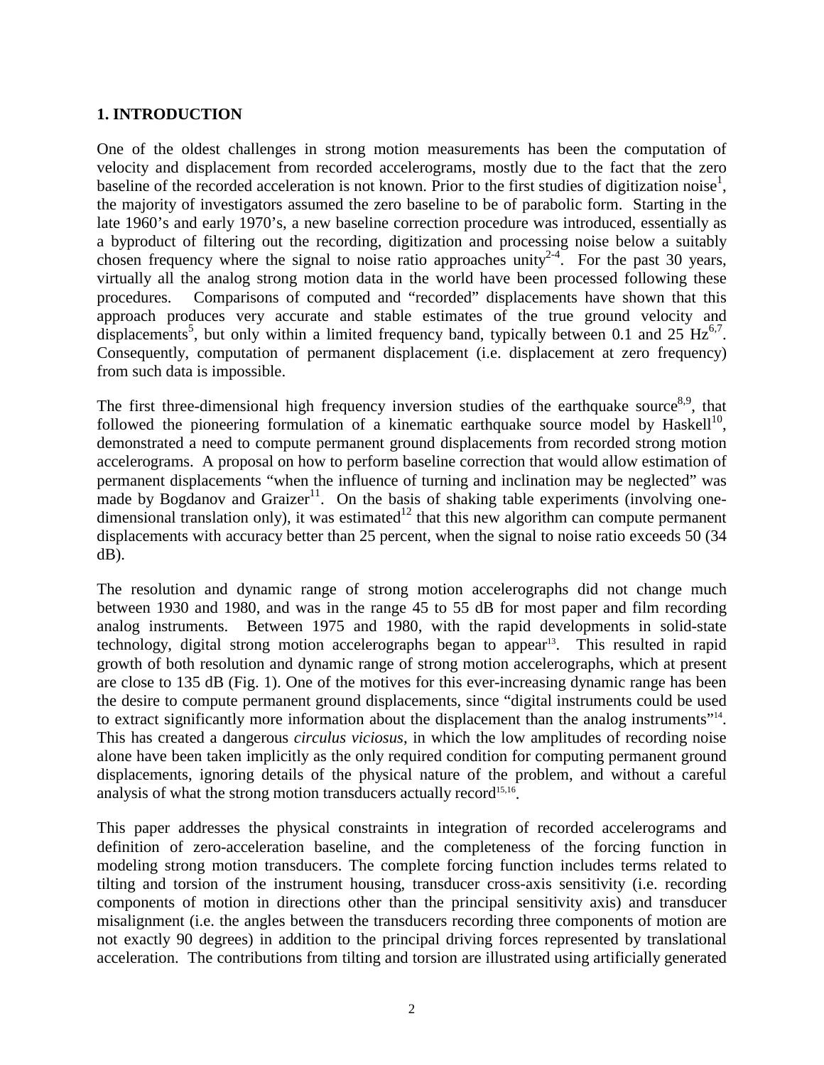## 1. INTRODUCTION

One of the oldest challenges in strong motion measurements has been the computation of velocity and displacement from recorded accelerograms, mostly due to the fact that the zero baseline of the recorded acceleration is not known. Prior to the first studies of digitization noise[1], the majority of investigators assumed the zero baseline to be of parabolic form. Starting in the late 1960's and early 1970's, a new baseline correction procedure was introduced, essentially as a byproduct of filtering out the recording, digitization and processing noise below a suitably chosen frequency where the signal to noise ratio approaches unity[2-4]. For the past 30 years, virtually all the analog strong motion data in the world have been processed following these procedures. Comparisons of computed and "recorded" displacements have shown that this approach produces very accurate and stable estimates of the true ground velocity and displacements[5], but only within a limited frequency band, typically between 0.1 and 25 Hz[6,7]. Consequently, computation of permanent displacement (i.e. displacement at zero frequency) from such data is impossible.

The first three-dimensional high frequency inversion studies of the earthquake source[8,9], that followed the pioneering formulation of a kinematic earthquake source model by Haskell[10], demonstrated a need to compute permanent ground displacements from recorded strong motion accelerograms. A proposal on how to perform baseline correction that would allow estimation of permanent displacements "when the influence of turning and inclination may be neglected" was made by Bogdanov and Graizer[11]. On the basis of shaking table experiments (involving one-dimensional translation only), it was estimated[12] that this new algorithm can compute permanent displacements with accuracy better than 25 percent, when the signal to noise ratio exceeds 50 (34 dB).

The resolution and dynamic range of strong motion accelerographs did not change much between 1930 and 1980, and was in the range 45 to 55 dB for most paper and film recording analog instruments. Between 1975 and 1980, with the rapid developments in solid-state technology, digital strong motion accelerographs began to appear[13]. This resulted in rapid growth of both resolution and dynamic range of strong motion accelerographs, which at present are close to 135 dB (Fig. 1). One of the motives for this ever-increasing dynamic range has been the desire to compute permanent ground displacements, since "digital instruments could be used to extract significantly more information about the displacement than the analog instruments"[14]. This has created a dangerous *circulus viciosus*, in which the low amplitudes of recording noise alone have been taken implicitly as the only required condition for computing permanent ground displacements, ignoring details of the physical nature of the problem, and without a careful analysis of what the strong motion transducers actually record[15,16].

This paper addresses the physical constraints in integration of recorded accelerograms and definition of zero-acceleration baseline, and the completeness of the forcing function in modeling strong motion transducers. The complete forcing function includes terms related to tilting and torsion of the instrument housing, transducer cross-axis sensitivity (i.e. recording components of motion in directions other than the principal sensitivity axis) and transducer misalignment (i.e. the angles between the transducers recording three components of motion are not exactly 90 degrees) in addition to the principal driving forces represented by translational acceleration. The contributions from tilting and torsion are illustrated using artificially generated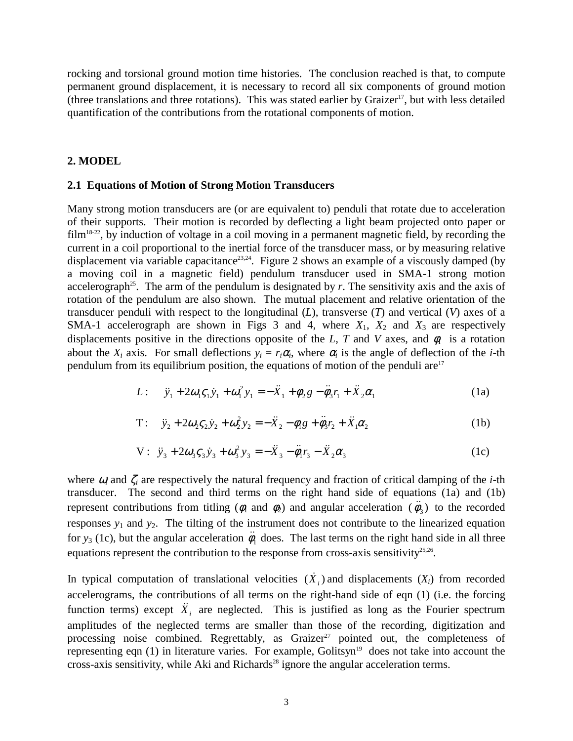rocking and torsional ground motion time histories. The conclusion reached is that, to compute permanent ground displacement, it is necessary to record all six components of ground motion (three translations and three rotations). This was stated earlier by Graizer[17], but with less detailed quantification of the contributions from the rotational components of motion.

## 2. MODEL

### 2.1 Equations of Motion of Strong Motion Transducers

Many strong motion transducers are (or are equivalent to) penduli that rotate due to acceleration of their supports. Their motion is recorded by deflecting a light beam projected onto paper or film[18-22], by induction of voltage in a coil moving in a permanent magnetic field, by recording the current in a coil proportional to the inertial force of the transducer mass, or by measuring relative displacement via variable capacitance[23,24]. Figure 2 shows an example of a viscously damped (by a moving coil in a magnetic field) pendulum transducer used in SMA-1 strong motion accelerograph[25]. The arm of the pendulum is designated by *r*. The sensitivity axis and the axis of rotation of the pendulum are also shown. The mutual placement and relative orientation of the transducer penduli with respect to the longitudinal (*L*), transverse (*T*) and vertical (*V*) axes of a SMA-1 accelerograph are shown in Figs 3 and 4, where $X_1$, $X_2$ and $X_3$ are respectively displacements positive in the directions opposite of the *L*, *T* and *V* axes, and $\phi_i$ is a rotation about the $X_i$ axis. For small deflections $y_i = r_i\alpha_i$, where $\alpha_i$ is the angle of deflection of the *i*-th pendulum from its equilibrium position, the equations of motion of the penduli are[17]

$$L: \quad \ddot{y}_1 + 2\omega_1\zeta_1\dot{y}_1 + \omega_1^2 y_1 = -\ddot{X}_1 + \phi_2 g - \ddot{\phi}_3 r_1 + \ddot{X}_2\alpha_1 \tag{1a}$$

$$T: \quad \ddot{y}_2 + 2\omega_2\zeta_2\dot{y}_2 + \omega_2^2 y_2 = -\ddot{X}_2 - \phi_1 g + \ddot{\phi}_3 r_2 + \ddot{X}_1\alpha_2 \tag{1b}$$

$$V: \quad \ddot{y}_3 + 2\omega_3\zeta_3\dot{y}_3 + \omega_3^2 y_3 = -\ddot{X}_3 - \ddot{\phi}_1 r_3 - \ddot{X}_2\alpha_3 \tag{1c}$$

where $\omega_i$ and $\zeta_i$ are respectively the natural frequency and fraction of critical damping of the *i*-th transducer. The second and third terms on the right hand side of equations (1a) and (1b) represent contributions from titling ($\phi_1$ and $\phi_2$) and angular acceleration ($\ddot{\phi}_3$) to the recorded responses $y_1$ and $y_2$. The tilting of the instrument does not contribute to the linearized equation for $y_3$ (1c), but the angular acceleration $\ddot{\phi}_1$ does. The last terms on the right hand side in all three equations represent the contribution to the response from cross-axis sensitivity[25,26].

In typical computation of translational velocities ($\dot{X}_i$) and displacements ($X_i$) from recorded accelerograms, the contributions of all terms on the right-hand side of eqn (1) (i.e. the forcing function terms) except $\ddot{X}_i$ are neglected. This is justified as long as the Fourier spectrum amplitudes of the neglected terms are smaller than those of the recording, digitization and processing noise combined. Regrettably, as Graizer[27] pointed out, the completeness of representing eqn (1) in literature varies. For example, Golitsyn[19] does not take into account the cross-axis sensitivity, while Aki and Richards[28] ignore the angular acceleration terms.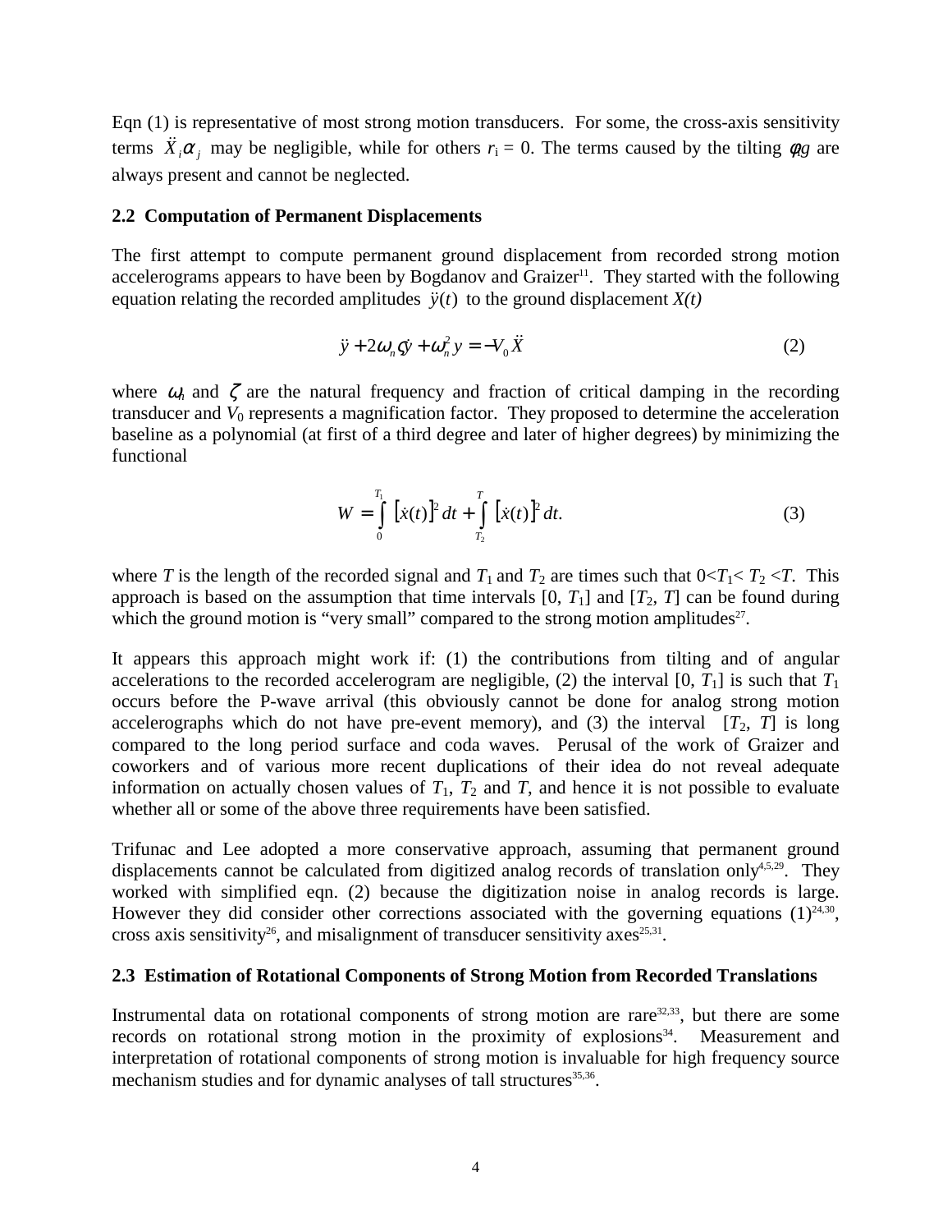Eqn (1) is representative of most strong motion transducers. For some, the cross-axis sensitivity terms $\ddot{X}_i \alpha_j$ may be negligible, while for others $r_i = 0$. The terms caused by the tilting $\phi_j g$ are always present and cannot be neglected.

### 2.2 Computation of Permanent Displacements

The first attempt to compute permanent ground displacement from recorded strong motion accelerograms appears to have been by Bogdanov and Graizer[11]. They started with the following equation relating the recorded amplitudes $\ddot{y}(t)$ to the ground displacement $X(t)$

$$\ddot{y} + 2\omega_n \zeta \dot{y} + \omega_n^2 y = -V_0 \ddot{X} \tag{2}$$

where $\omega_n$ and $\zeta$ are the natural frequency and fraction of critical damping in the recording transducer and $V_0$ represents a magnification factor. They proposed to determine the acceleration baseline as a polynomial (at first of a third degree and later of higher degrees) by minimizing the functional

$$W = \int_0^{T_1} \left[\dot{x}(t)\right]^2 dt + \int_{T_2}^{T} \left[\dot{x}(t)\right]^2 dt. \tag{3}$$

where $T$ is the length of the recorded signal and $T_1$ and $T_2$ are times such that $0<T_1< T_2 <T$. This approach is based on the assumption that time intervals [0, $T_1$] and [$T_2$, $T$] can be found during which the ground motion is "very small" compared to the strong motion amplitudes[27].

It appears this approach might work if: (1) the contributions from tilting and of angular accelerations to the recorded accelerogram are negligible, (2) the interval [0, $T_1$] is such that $T_1$ occurs before the P-wave arrival (this obviously cannot be done for analog strong motion accelerographs which do not have pre-event memory), and (3) the interval [$T_2$, $T$] is long compared to the long period surface and coda waves. Perusal of the work of Graizer and coworkers and of various more recent duplications of their idea do not reveal adequate information on actually chosen values of $T_1$, $T_2$ and $T$, and hence it is not possible to evaluate whether all or some of the above three requirements have been satisfied.

Trifunac and Lee adopted a more conservative approach, assuming that permanent ground displacements cannot be calculated from digitized analog records of translation only[4,5,29]. They worked with simplified eqn. (2) because the digitization noise in analog records is large. However they did consider other corrections associated with the governing equations (1)[24,30], cross axis sensitivity[26], and misalignment of transducer sensitivity axes[25,31].

### 2.3 Estimation of Rotational Components of Strong Motion from Recorded Translations

Instrumental data on rotational components of strong motion are rare[32,33], but there are some records on rotational strong motion in the proximity of explosions[34]. Measurement and interpretation of rotational components of strong motion is invaluable for high frequency source mechanism studies and for dynamic analyses of tall structures[35,36].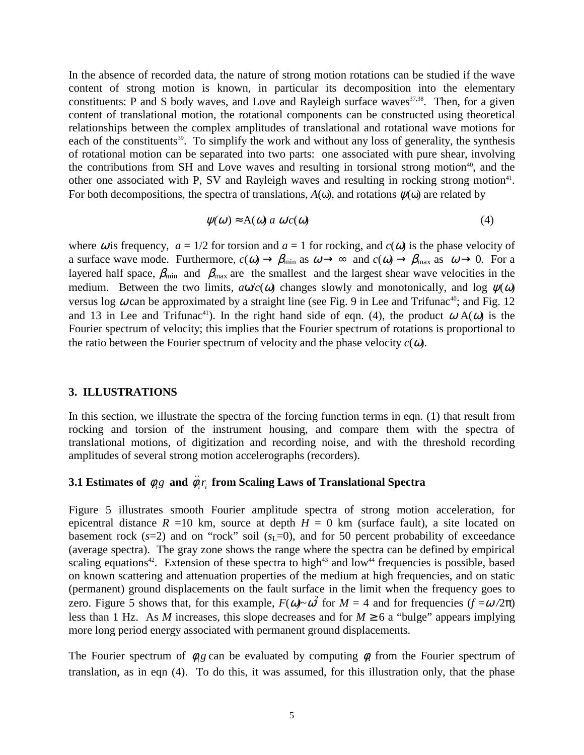In the absence of recorded data, the nature of strong motion rotations can be studied if the wave content of strong motion is known, in particular its decomposition into the elementary constituents: P and S body waves, and Love and Rayleigh surface waves[37,38]. Then, for a given content of translational motion, the rotational components can be constructed using theoretical relationships between the complex amplitudes of translational and rotational wave motions for each of the constituents[39]. To simplify the work and without any loss of generality, the synthesis of rotational motion can be separated into two parts: one associated with pure shear, involving the contributions from SH and Love waves and resulting in torsional strong motion[40], and the other one associated with P, SV and Rayleigh waves and resulting in rocking strong motion[41]. For both decompositions, the spectra of translations, $A(\omega)$, and rotations $\psi(\omega)$ are related by

$$\psi(\omega) \approx A(\omega)\, a\, \omega / c(\omega) \tag{4}$$

where $\omega$ is frequency, $a = 1/2$ for torsion and $a = 1$ for rocking, and $c(\omega)$ is the phase velocity of a surface wave mode. Furthermore, $c(\omega) \rightarrow \beta_{\min}$ as $\omega \rightarrow \infty$ and $c(\omega) \rightarrow \beta_{\max}$ as $\omega \rightarrow 0$. For a layered half space, $\beta_{\min}$ and $\beta_{\max}$ are the smallest and the largest shear wave velocities in the medium. Between the two limits, $a\omega/c(\omega)$ changes slowly and monotonically, and log $\psi(\omega)$ versus log $\omega$ can be approximated by a straight line (see Fig. 9 in Lee and Trifunac[40]; and Fig. 12 and 13 in Lee and Trifunac[41]). In the right hand side of eqn. (4), the product $\omega\, A(\omega)$ is the Fourier spectrum of velocity; this implies that the Fourier spectrum of rotations is proportional to the ratio between the Fourier spectrum of velocity and the phase velocity $c(\omega)$.

## 3. ILLUSTRATIONS

In this section, we illustrate the spectra of the forcing function terms in eqn. (1) that result from rocking and torsion of the instrument housing, and compare them with the spectra of translational motions, of digitization and recording noise, and with the threshold recording amplitudes of several strong motion accelerographs (recorders).

### 3.1 Estimates of $\phi_i g$ and $\ddot{\phi}_i r_i$ from Scaling Laws of Translational Spectra

Figure 5 illustrates smooth Fourier amplitude spectra of strong motion acceleration, for epicentral distance $R$ =10 km, source at depth $H$ = 0 km (surface fault), a site located on basement rock ($s$=2) and on "rock" soil ($s_L$=0), and for 50 percent probability of exceedance (average spectra). The gray zone shows the range where the spectra can be defined by empirical scaling equations[42]. Extension of these spectra to high[43] and low[44] frequencies is possible, based on known scattering and attenuation properties of the medium at high frequencies, and on static (permanent) ground displacements on the fault surface in the limit when the frequency goes to zero. Figure 5 shows that, for this example, $F(\omega)\sim\omega^2$ for $M$ = 4 and for frequencies ($f = \omega/2\pi$) less than 1 Hz. As $M$ increases, this slope decreases and for $M \geq 6$ a "bulge" appears implying more long period energy associated with permanent ground displacements.

The Fourier spectrum of $\phi_i g$ can be evaluated by computing $\phi_i$ from the Fourier spectrum of translation, as in eqn (4). To do this, it was assumed, for this illustration only, that the phase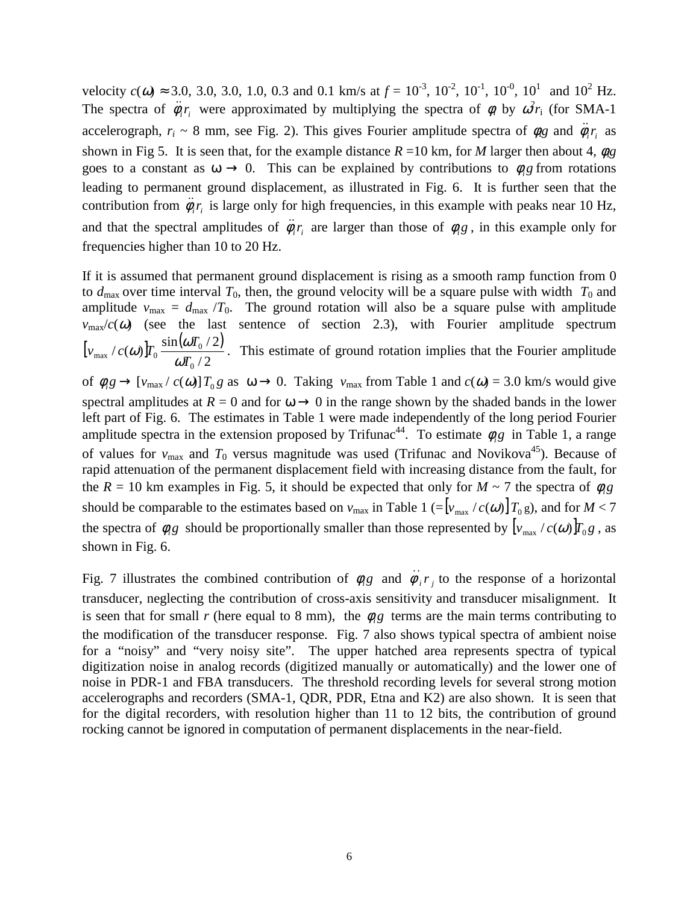velocity $c(\omega) \approx 3.0$, 3.0, 3.0, 1.0, 0.3 and 0.1 km/s at $f = 10^{-3}$, $10^{-2}$, $10^{-1}$, $10^{-0}$, $10^{1}$ and $10^{2}$ Hz. The spectra of $\ddot{\varphi}_i r_i$ were approximated by multiplying the spectra of $\varphi_i$ by $\omega^2 r_i$ (for SMA-1 accelerograph, $r_i$ ~ 8 mm, see Fig. 2). This gives Fourier amplitude spectra of $\varphi_i g$ and $\ddot{\varphi}_i r_i$ as shown in Fig 5. It is seen that, for the example distance $R$ =10 km, for $M$ larger then about 4, $\varphi_i g$ goes to a constant as $\omega \rightarrow 0$. This can be explained by contributions to $\varphi_i g$ from rotations leading to permanent ground displacement, as illustrated in Fig. 6. It is further seen that the contribution from $\ddot{\varphi}_i r_i$ is large only for high frequencies, in this example with peaks near 10 Hz, and that the spectral amplitudes of $\ddot{\varphi}_i r_i$ are larger than those of $\varphi_i g$, in this example only for frequencies higher than 10 to 20 Hz.

If it is assumed that permanent ground displacement is rising as a smooth ramp function from 0 to $d_{\max}$ over time interval $T_0$, then, the ground velocity will be a square pulse with width $T_0$ and amplitude $v_{\max} = d_{\max} / T_0$. The ground rotation will also be a square pulse with amplitude $v_{\max}/c(\omega)$ (see the last sentence of section 2.3), with Fourier amplitude spectrum $[v_{\max} / c(\omega)]T_0 \frac{\sin(\omega T_0 / 2)}{\omega T_0 / 2}$. This estimate of ground rotation implies that the Fourier amplitude of $\varphi_i g \rightarrow [v_{\max} / c(\omega)]T_0\, g$ as $\omega \rightarrow 0$. Taking $v_{\max}$ from Table 1 and $c(\omega)$ = 3.0 km/s would give spectral amplitudes at $R$ = 0 and for $\omega \rightarrow 0$ in the range shown by the shaded bands in the lower left part of Fig. 6. The estimates in Table 1 were made independently of the long period Fourier amplitude spectra in the extension proposed by Trifunac[44]. To estimate $\varphi_i g$ in Table 1, a range of values for $v_{\max}$ and $T_0$ versus magnitude was used (Trifunac and Novikova[45]). Because of rapid attenuation of the permanent displacement field with increasing distance from the fault, for the $R$ = 10 km examples in Fig. 5, it should be expected that only for $M$ ~ 7 the spectra of $\varphi_i g$ should be comparable to the estimates based on $v_{\max}$ in Table 1 (=$[v_{\max} / c(\omega)]T_0$ g), and for $M$ < 7 the spectra of $\varphi_i g$ should be proportionally smaller than those represented by $[v_{\max} / c(\omega)]T_0 g$, as shown in Fig. 6.

Fig. 7 illustrates the combined contribution of $\varphi_i g$ and $\ddot{\varphi}_i r_j$ to the response of a horizontal transducer, neglecting the contribution of cross-axis sensitivity and transducer misalignment. It is seen that for small $r$ (here equal to 8 mm), the $\varphi_i g$ terms are the main terms contributing to the modification of the transducer response. Fig. 7 also shows typical spectra of ambient noise for a "noisy" and "very noisy site". The upper hatched area represents spectra of typical digitization noise in analog records (digitized manually or automatically) and the lower one of noise in PDR-1 and FBA transducers. The threshold recording levels for several strong motion accelerographs and recorders (SMA-1, QDR, PDR, Etna and K2) are also shown. It is seen that for the digital recorders, with resolution higher than 11 to 12 bits, the contribution of ground rocking cannot be ignored in computation of permanent displacements in the near-field.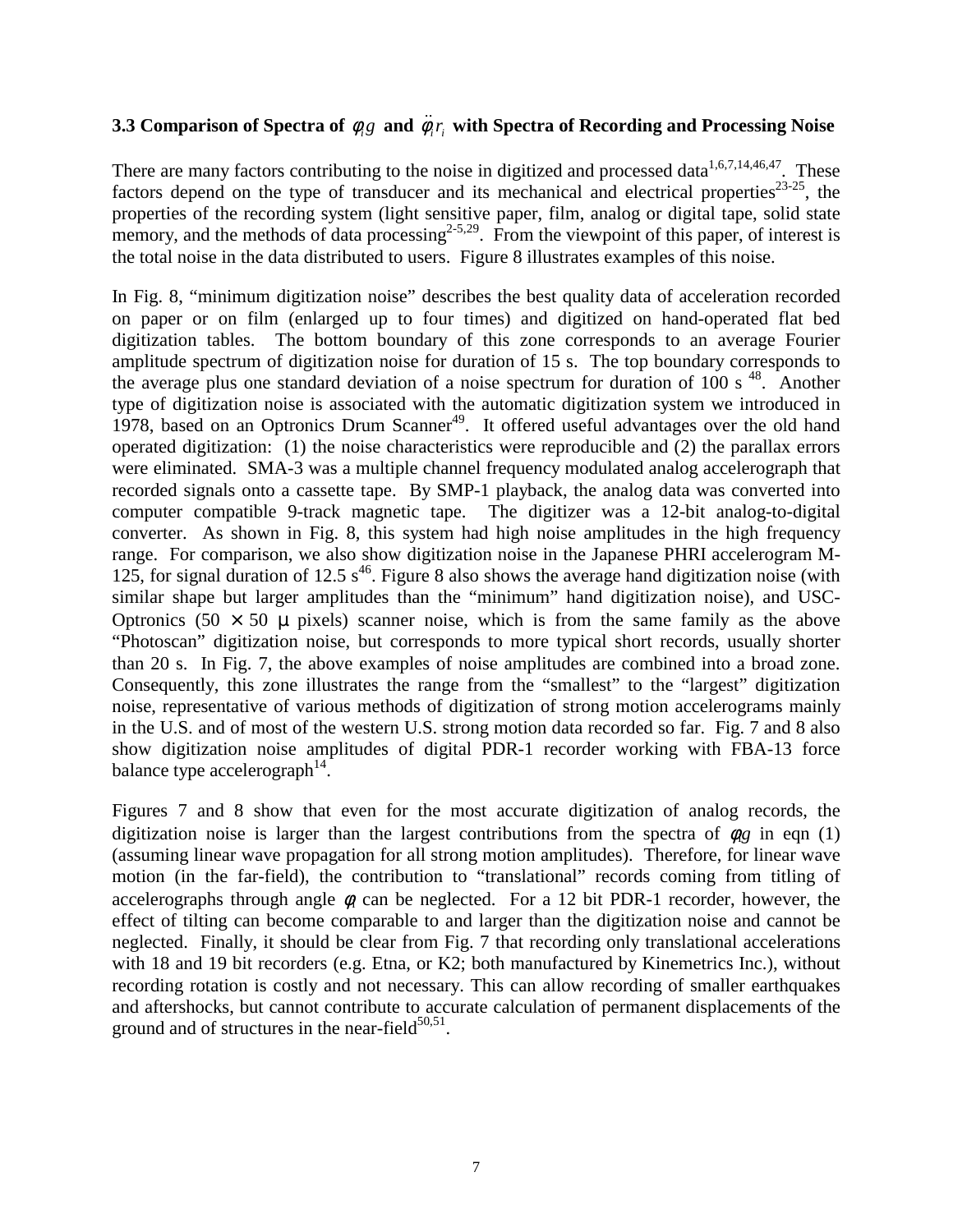### 3.3 Comparison of Spectra of $\phi_i g$ and $\ddot{\phi}_i r_i$ with Spectra of Recording and Processing Noise

There are many factors contributing to the noise in digitized and processed data[1,6,7,14,46,47]. These factors depend on the type of transducer and its mechanical and electrical properties[23-25], the properties of the recording system (light sensitive paper, film, analog or digital tape, solid state memory, and the methods of data processing[2-5,29]. From the viewpoint of this paper, of interest is the total noise in the data distributed to users. Figure 8 illustrates examples of this noise.

In Fig. 8, "minimum digitization noise" describes the best quality data of acceleration recorded on paper or on film (enlarged up to four times) and digitized on hand-operated flat bed digitization tables. The bottom boundary of this zone corresponds to an average Fourier amplitude spectrum of digitization noise for duration of 15 s. The top boundary corresponds to the average plus one standard deviation of a noise spectrum for duration of 100 s [48]. Another type of digitization noise is associated with the automatic digitization system we introduced in 1978, based on an Optronics Drum Scanner[49]. It offered useful advantages over the old hand operated digitization: (1) the noise characteristics were reproducible and (2) the parallax errors were eliminated. SMA-3 was a multiple channel frequency modulated analog accelerograph that recorded signals onto a cassette tape. By SMP-1 playback, the analog data was converted into computer compatible 9-track magnetic tape. The digitizer was a 12-bit analog-to-digital converter. As shown in Fig. 8, this system had high noise amplitudes in the high frequency range. For comparison, we also show digitization noise in the Japanese PHRI accelerogram M-125, for signal duration of 12.5 s[46]. Figure 8 also shows the average hand digitization noise (with similar shape but larger amplitudes than the "minimum" hand digitization noise), and USC-Optronics ($50 \times 50$ μ pixels) scanner noise, which is from the same family as the above "Photoscan" digitization noise, but corresponds to more typical short records, usually shorter than 20 s. In Fig. 7, the above examples of noise amplitudes are combined into a broad zone. Consequently, this zone illustrates the range from the "smallest" to the "largest" digitization noise, representative of various methods of digitization of strong motion accelerograms mainly in the U.S. and of most of the western U.S. strong motion data recorded so far. Fig. 7 and 8 also show digitization noise amplitudes of digital PDR-1 recorder working with FBA-13 force balance type accelerograph[14].

Figures 7 and 8 show that even for the most accurate digitization of analog records, the digitization noise is larger than the largest contributions from the spectra of $\phi_i g$ in eqn (1) (assuming linear wave propagation for all strong motion amplitudes). Therefore, for linear wave motion (in the far-field), the contribution to "translational" records coming from titling of accelerographs through angle $\phi_i$ can be neglected. For a 12 bit PDR-1 recorder, however, the effect of tilting can become comparable to and larger than the digitization noise and cannot be neglected. Finally, it should be clear from Fig. 7 that recording only translational accelerations with 18 and 19 bit recorders (e.g. Etna, or K2; both manufactured by Kinemetrics Inc.), without recording rotation is costly and not necessary. This can allow recording of smaller earthquakes and aftershocks, but cannot contribute to accurate calculation of permanent displacements of the ground and of structures in the near-field[50,51].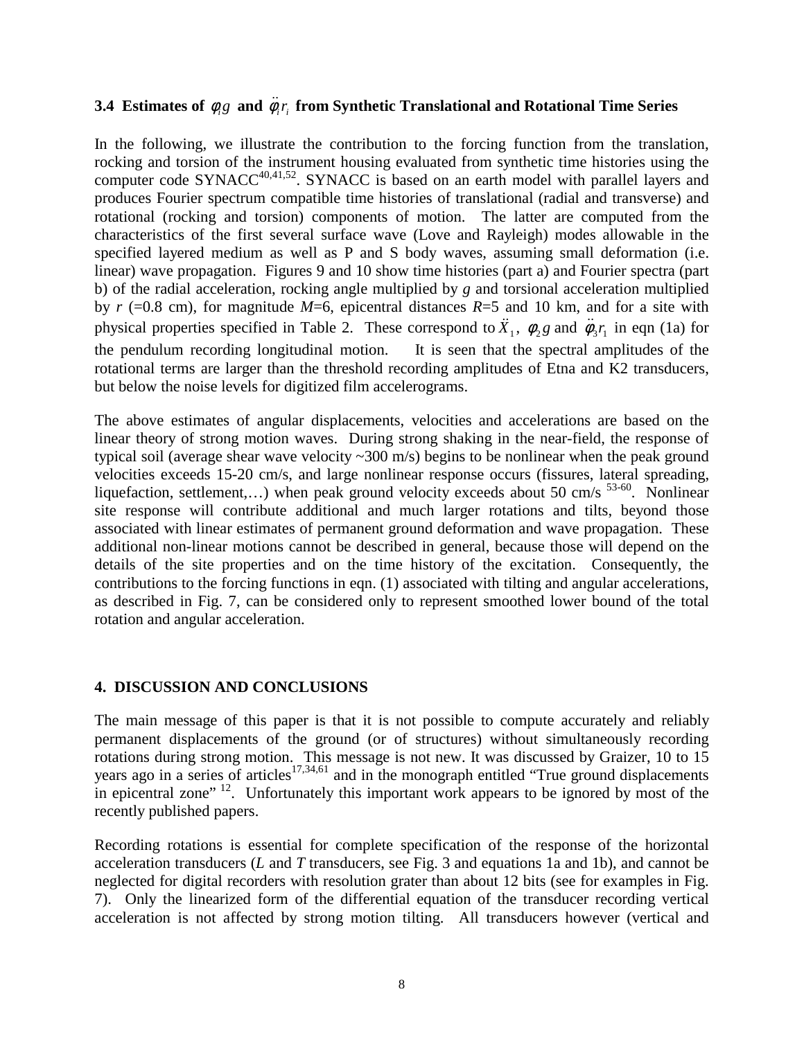### 3.4 Estimates of $\phi_i g$ and $\ddot{\phi}_i r_i$ from Synthetic Translational and Rotational Time Series

In the following, we illustrate the contribution to the forcing function from the translation, rocking and torsion of the instrument housing evaluated from synthetic time histories using the computer code SYNACC[40,41,52]. SYNACC is based on an earth model with parallel layers and produces Fourier spectrum compatible time histories of translational (radial and transverse) and rotational (rocking and torsion) components of motion. The latter are computed from the characteristics of the first several surface wave (Love and Rayleigh) modes allowable in the specified layered medium as well as P and S body waves, assuming small deformation (i.e. linear) wave propagation. Figures 9 and 10 show time histories (part a) and Fourier spectra (part b) of the radial acceleration, rocking angle multiplied by *g* and torsional acceleration multiplied by *r* (=0.8 cm), for magnitude *M*=6, epicentral distances *R*=5 and 10 km, and for a site with physical properties specified in Table 2. These correspond to $\ddot{X}_1$, $\phi_2 g$ and $\ddot{\phi}_3 r_1$ in eqn (1a) for the pendulum recording longitudinal motion. It is seen that the spectral amplitudes of the rotational terms are larger than the threshold recording amplitudes of Etna and K2 transducers, but below the noise levels for digitized film accelerograms.

The above estimates of angular displacements, velocities and accelerations are based on the linear theory of strong motion waves. During strong shaking in the near-field, the response of typical soil (average shear wave velocity ~300 m/s) begins to be nonlinear when the peak ground velocities exceeds 15-20 cm/s, and large nonlinear response occurs (fissures, lateral spreading, liquefaction, settlement,…) when peak ground velocity exceeds about 50 cm/s [53-60]. Nonlinear site response will contribute additional and much larger rotations and tilts, beyond those associated with linear estimates of permanent ground deformation and wave propagation. These additional non-linear motions cannot be described in general, because those will depend on the details of the site properties and on the time history of the excitation. Consequently, the contributions to the forcing functions in eqn. (1) associated with tilting and angular accelerations, as described in Fig. 7, can be considered only to represent smoothed lower bound of the total rotation and angular acceleration.

## 4. DISCUSSION AND CONCLUSIONS

The main message of this paper is that it is not possible to compute accurately and reliably permanent displacements of the ground (or of structures) without simultaneously recording rotations during strong motion. This message is not new. It was discussed by Graizer, 10 to 15 years ago in a series of articles[17,34,61] and in the monograph entitled "True ground displacements in epicentral zone" [12]. Unfortunately this important work appears to be ignored by most of the recently published papers.

Recording rotations is essential for complete specification of the response of the horizontal acceleration transducers (*L* and *T* transducers, see Fig. 3 and equations 1a and 1b), and cannot be neglected for digital recorders with resolution grater than about 12 bits (see for examples in Fig. 7). Only the linearized form of the differential equation of the transducer recording vertical acceleration is not affected by strong motion tilting. All transducers however (vertical and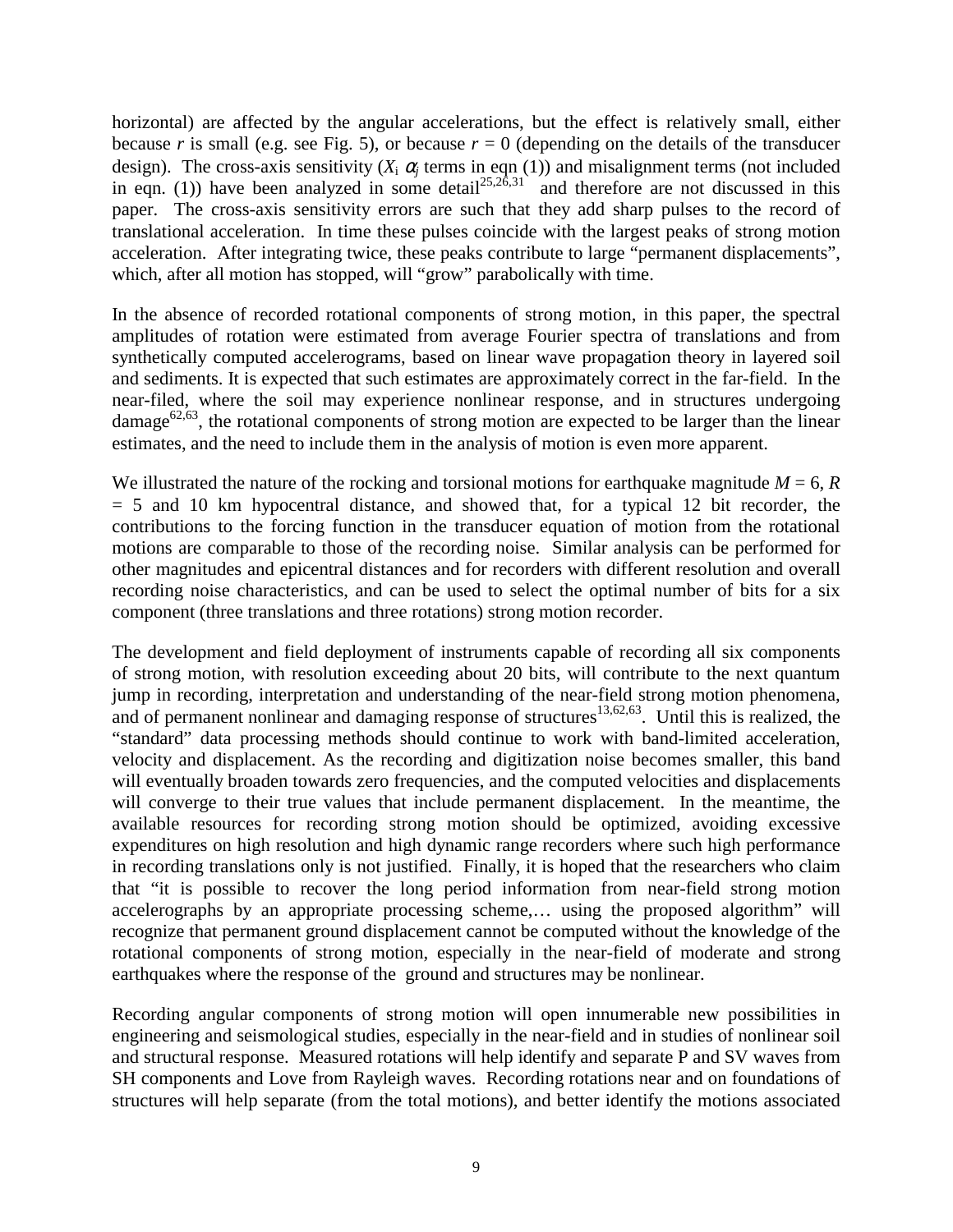horizontal) are affected by the angular accelerations, but the effect is relatively small, either because $r$ is small (e.g. see Fig. 5), or because $r = 0$ (depending on the details of the transducer design). The cross-axis sensitivity ($X_i$ $\alpha_j$ terms in eqn (1)) and misalignment terms (not included in eqn. (1)) have been analyzed in some detail[25,26,31] and therefore are not discussed in this paper. The cross-axis sensitivity errors are such that they add sharp pulses to the record of translational acceleration. In time these pulses coincide with the largest peaks of strong motion acceleration. After integrating twice, these peaks contribute to large "permanent displacements", which, after all motion has stopped, will "grow" parabolically with time.

In the absence of recorded rotational components of strong motion, in this paper, the spectral amplitudes of rotation were estimated from average Fourier spectra of translations and from synthetically computed accelerograms, based on linear wave propagation theory in layered soil and sediments. It is expected that such estimates are approximately correct in the far-field. In the near-filed, where the soil may experience nonlinear response, and in structures undergoing damage[62,63], the rotational components of strong motion are expected to be larger than the linear estimates, and the need to include them in the analysis of motion is even more apparent.

We illustrated the nature of the rocking and torsional motions for earthquake magnitude $M = 6$, $R = 5$ and 10 km hypocentral distance, and showed that, for a typical 12 bit recorder, the contributions to the forcing function in the transducer equation of motion from the rotational motions are comparable to those of the recording noise. Similar analysis can be performed for other magnitudes and epicentral distances and for recorders with different resolution and overall recording noise characteristics, and can be used to select the optimal number of bits for a six component (three translations and three rotations) strong motion recorder.

The development and field deployment of instruments capable of recording all six components of strong motion, with resolution exceeding about 20 bits, will contribute to the next quantum jump in recording, interpretation and understanding of the near-field strong motion phenomena, and of permanent nonlinear and damaging response of structures[13,62,63]. Until this is realized, the "standard" data processing methods should continue to work with band-limited acceleration, velocity and displacement. As the recording and digitization noise becomes smaller, this band will eventually broaden towards zero frequencies, and the computed velocities and displacements will converge to their true values that include permanent displacement. In the meantime, the available resources for recording strong motion should be optimized, avoiding excessive expenditures on high resolution and high dynamic range recorders where such high performance in recording translations only is not justified. Finally, it is hoped that the researchers who claim that "it is possible to recover the long period information from near-field strong motion accelerographs by an appropriate processing scheme,… using the proposed algorithm" will recognize that permanent ground displacement cannot be computed without the knowledge of the rotational components of strong motion, especially in the near-field of moderate and strong earthquakes where the response of the ground and structures may be nonlinear.

Recording angular components of strong motion will open innumerable new possibilities in engineering and seismological studies, especially in the near-field and in studies of nonlinear soil and structural response. Measured rotations will help identify and separate P and SV waves from SH components and Love from Rayleigh waves. Recording rotations near and on foundations of structures will help separate (from the total motions), and better identify the motions associated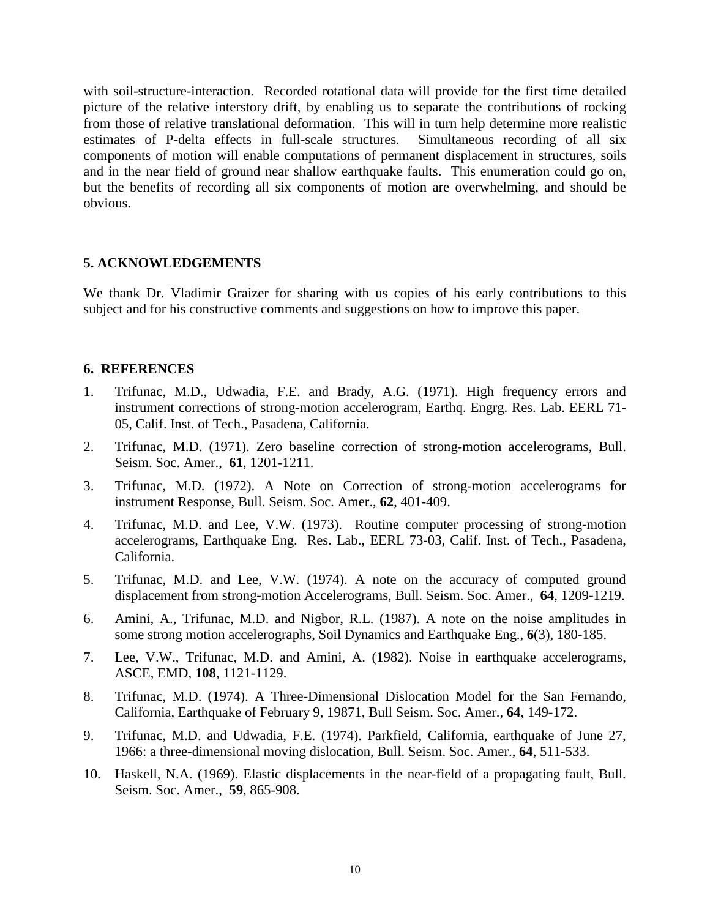with soil-structure-interaction. Recorded rotational data will provide for the first time detailed picture of the relative interstory drift, by enabling us to separate the contributions of rocking from those of relative translational deformation. This will in turn help determine more realistic estimates of P-delta effects in full-scale structures. Simultaneous recording of all six components of motion will enable computations of permanent displacement in structures, soils and in the near field of ground near shallow earthquake faults. This enumeration could go on, but the benefits of recording all six components of motion are overwhelming, and should be obvious.

## 5. ACKNOWLEDGEMENTS

We thank Dr. Vladimir Graizer for sharing with us copies of his early contributions to this subject and for his constructive comments and suggestions on how to improve this paper.

## 6. REFERENCES

1. Trifunac, M.D., Udwadia, F.E. and Brady, A.G. (1971). High frequency errors and instrument corrections of strong-motion accelerogram, Earthq. Engrg. Res. Lab. EERL 71-05, Calif. Inst. of Tech., Pasadena, California.
2. Trifunac, M.D. (1971). Zero baseline correction of strong-motion accelerograms, Bull. Seism. Soc. Amer., **61**, 1201-1211.
3. Trifunac, M.D. (1972). A Note on Correction of strong-motion accelerograms for instrument Response, Bull. Seism. Soc. Amer., **62**, 401-409.
4. Trifunac, M.D. and Lee, V.W. (1973). Routine computer processing of strong-motion accelerograms, Earthquake Eng. Res. Lab., EERL 73-03, Calif. Inst. of Tech., Pasadena, California.
5. Trifunac, M.D. and Lee, V.W. (1974). A note on the accuracy of computed ground displacement from strong-motion Accelerograms, Bull. Seism. Soc. Amer., **64**, 1209-1219.
6. Amini, A., Trifunac, M.D. and Nigbor, R.L. (1987). A note on the noise amplitudes in some strong motion accelerographs, Soil Dynamics and Earthquake Eng., **6**(3), 180-185.
7. Lee, V.W., Trifunac, M.D. and Amini, A. (1982). Noise in earthquake accelerograms, ASCE, EMD, **108**, 1121-1129.
8. Trifunac, M.D. (1974). A Three-Dimensional Dislocation Model for the San Fernando, California, Earthquake of February 9, 19871, Bull Seism. Soc. Amer., **64**, 149-172.
9. Trifunac, M.D. and Udwadia, F.E. (1974). Parkfield, California, earthquake of June 27, 1966: a three-dimensional moving dislocation, Bull. Seism. Soc. Amer., **64**, 511-533.
10. Haskell, N.A. (1969). Elastic displacements in the near-field of a propagating fault, Bull. Seism. Soc. Amer., **59**, 865-908.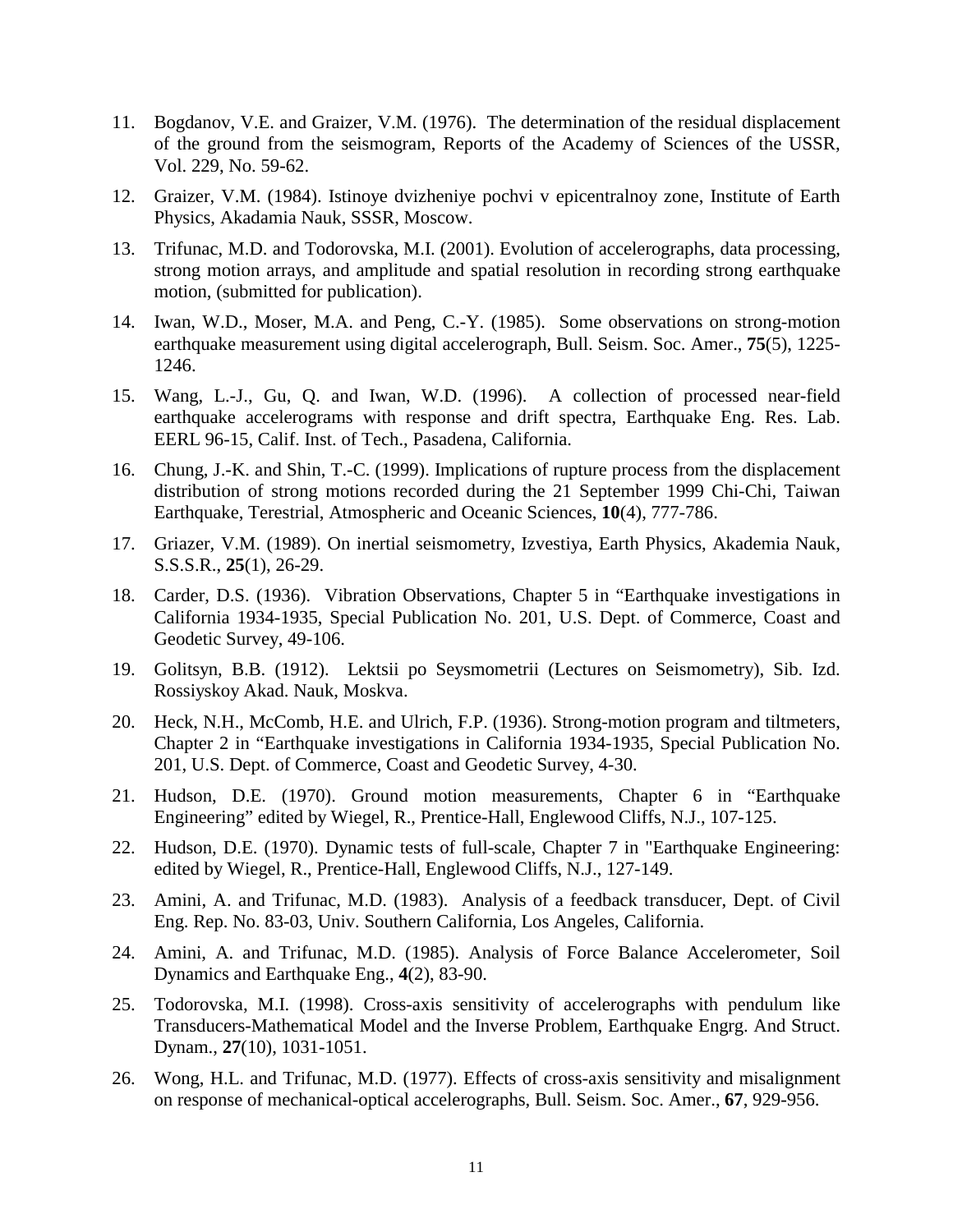11. Bogdanov, V.E. and Graizer, V.M. (1976). The determination of the residual displacement of the ground from the seismogram, Reports of the Academy of Sciences of the USSR, Vol. 229, No. 59-62.

12. Graizer, V.M. (1984). Istinoye dvizheniye pochvi v epicentralnoy zone, Institute of Earth Physics, Akadamia Nauk, SSSR, Moscow.

13. Trifunac, M.D. and Todorovska, M.I. (2001). Evolution of accelerographs, data processing, strong motion arrays, and amplitude and spatial resolution in recording strong earthquake motion, (submitted for publication).

14. Iwan, W.D., Moser, M.A. and Peng, C.-Y. (1985). Some observations on strong-motion earthquake measurement using digital accelerograph, Bull. Seism. Soc. Amer., **75**(5), 1225-1246.

15. Wang, L.-J., Gu, Q. and Iwan, W.D. (1996). A collection of processed near-field earthquake accelerograms with response and drift spectra, Earthquake Eng. Res. Lab. EERL 96-15, Calif. Inst. of Tech., Pasadena, California.

16. Chung, J.-K. and Shin, T.-C. (1999). Implications of rupture process from the displacement distribution of strong motions recorded during the 21 September 1999 Chi-Chi, Taiwan Earthquake, Terestrial, Atmospheric and Oceanic Sciences, **10**(4), 777-786.

17. Griazer, V.M. (1989). On inertial seismometry, Izvestiya, Earth Physics, Akademia Nauk, S.S.S.R., **25**(1), 26-29.

18. Carder, D.S. (1936). Vibration Observations, Chapter 5 in "Earthquake investigations in California 1934-1935, Special Publication No. 201, U.S. Dept. of Commerce, Coast and Geodetic Survey, 49-106.

19. Golitsyn, B.B. (1912). Lektsii po Seysmometrii (Lectures on Seismometry), Sib. Izd. Rossiyskoy Akad. Nauk, Moskva.

20. Heck, N.H., McComb, H.E. and Ulrich, F.P. (1936). Strong-motion program and tiltmeters, Chapter 2 in "Earthquake investigations in California 1934-1935, Special Publication No. 201, U.S. Dept. of Commerce, Coast and Geodetic Survey, 4-30.

21. Hudson, D.E. (1970). Ground motion measurements, Chapter 6 in "Earthquake Engineering" edited by Wiegel, R., Prentice-Hall, Englewood Cliffs, N.J., 107-125.

22. Hudson, D.E. (1970). Dynamic tests of full-scale, Chapter 7 in "Earthquake Engineering: edited by Wiegel, R., Prentice-Hall, Englewood Cliffs, N.J., 127-149.

23. Amini, A. and Trifunac, M.D. (1983). Analysis of a feedback transducer, Dept. of Civil Eng. Rep. No. 83-03, Univ. Southern California, Los Angeles, California.

24. Amini, A. and Trifunac, M.D. (1985). Analysis of Force Balance Accelerometer, Soil Dynamics and Earthquake Eng., **4**(2), 83-90.

25. Todorovska, M.I. (1998). Cross-axis sensitivity of accelerographs with pendulum like Transducers-Mathematical Model and the Inverse Problem, Earthquake Engrg. And Struct. Dynam., **27**(10), 1031-1051.

26. Wong, H.L. and Trifunac, M.D. (1977). Effects of cross-axis sensitivity and misalignment on response of mechanical-optical accelerographs, Bull. Seism. Soc. Amer., **67**, 929-956.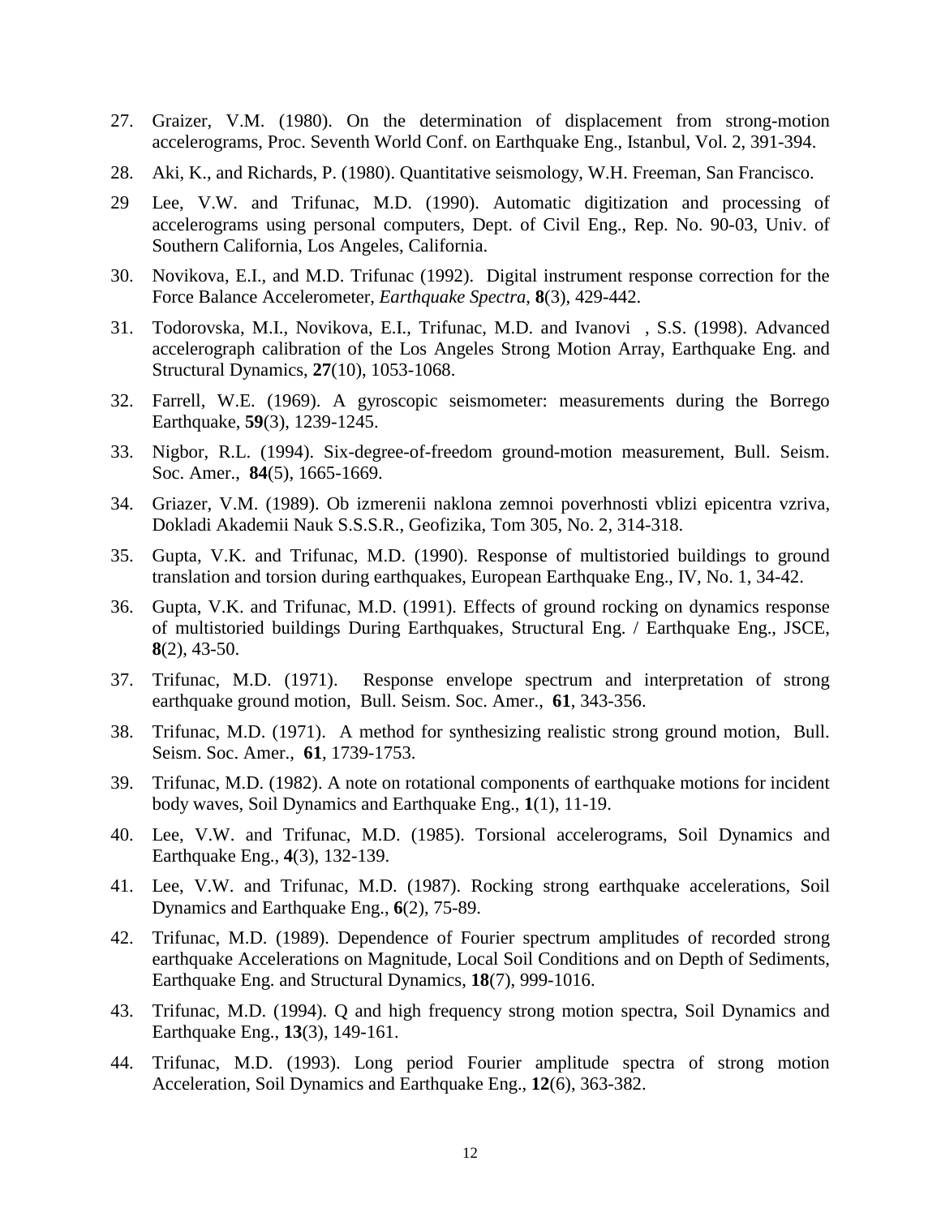27. Graizer, V.M. (1980). On the determination of displacement from strong-motion accelerograms, Proc. Seventh World Conf. on Earthquake Eng., Istanbul, Vol. 2, 391-394.
28. Aki, K., and Richards, P. (1980). Quantitative seismology, W.H. Freeman, San Francisco.
29 Lee, V.W. and Trifunac, M.D. (1990). Automatic digitization and processing of accelerograms using personal computers, Dept. of Civil Eng., Rep. No. 90-03, Univ. of Southern California, Los Angeles, California.
30. Novikova, E.I., and M.D. Trifunac (1992). Digital instrument response correction for the Force Balance Accelerometer, *Earthquake Spectra*, **8**(3), 429-442.
31. Todorovska, M.I., Novikova, E.I., Trifunac, M.D. and Ivanovi , S.S. (1998). Advanced accelerograph calibration of the Los Angeles Strong Motion Array, Earthquake Eng. and Structural Dynamics, **27**(10), 1053-1068.
32. Farrell, W.E. (1969). A gyroscopic seismometer: measurements during the Borrego Earthquake, **59**(3), 1239-1245.
33. Nigbor, R.L. (1994). Six-degree-of-freedom ground-motion measurement, Bull. Seism. Soc. Amer., **84**(5), 1665-1669.
34. Griazer, V.M. (1989). Ob izmerenii naklona zemnoi poverhnosti vblizi epicentra vzriva, Dokladi Akademii Nauk S.S.S.R., Geofizika, Tom 305, No. 2, 314-318.
35. Gupta, V.K. and Trifunac, M.D. (1990). Response of multistoried buildings to ground translation and torsion during earthquakes, European Earthquake Eng., IV, No. 1, 34-42.
36. Gupta, V.K. and Trifunac, M.D. (1991). Effects of ground rocking on dynamics response of multistoried buildings During Earthquakes, Structural Eng. / Earthquake Eng., JSCE, **8**(2), 43-50.
37. Trifunac, M.D. (1971). Response envelope spectrum and interpretation of strong earthquake ground motion, Bull. Seism. Soc. Amer., **61**, 343-356.
38. Trifunac, M.D. (1971). A method for synthesizing realistic strong ground motion, Bull. Seism. Soc. Amer., **61**, 1739-1753.
39. Trifunac, M.D. (1982). A note on rotational components of earthquake motions for incident body waves, Soil Dynamics and Earthquake Eng., **1**(1), 11-19.
40. Lee, V.W. and Trifunac, M.D. (1985). Torsional accelerograms, Soil Dynamics and Earthquake Eng., **4**(3), 132-139.
41. Lee, V.W. and Trifunac, M.D. (1987). Rocking strong earthquake accelerations, Soil Dynamics and Earthquake Eng., **6**(2), 75-89.
42. Trifunac, M.D. (1989). Dependence of Fourier spectrum amplitudes of recorded strong earthquake Accelerations on Magnitude, Local Soil Conditions and on Depth of Sediments, Earthquake Eng. and Structural Dynamics, **18**(7), 999-1016.
43. Trifunac, M.D. (1994). Q and high frequency strong motion spectra, Soil Dynamics and Earthquake Eng., **13**(3), 149-161.
44. Trifunac, M.D. (1993). Long period Fourier amplitude spectra of strong motion Acceleration, Soil Dynamics and Earthquake Eng., **12**(6), 363-382.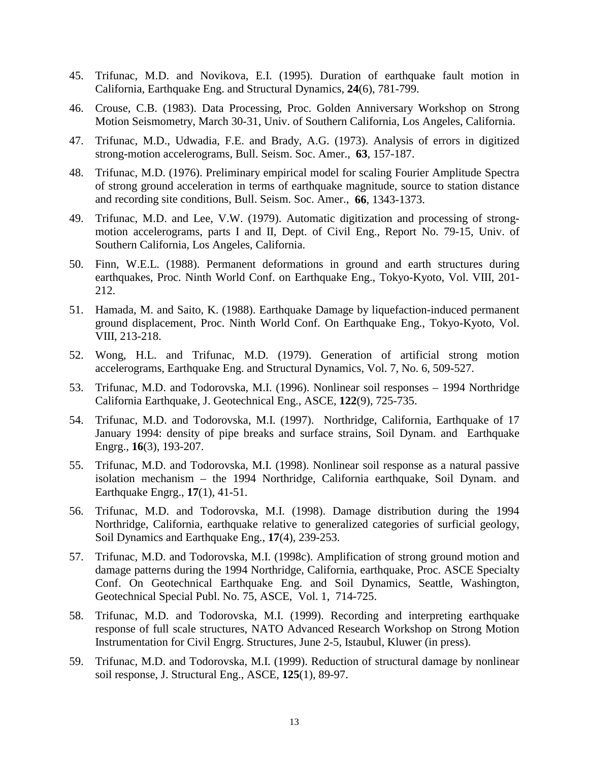45. Trifunac, M.D. and Novikova, E.I. (1995). Duration of earthquake fault motion in California, Earthquake Eng. and Structural Dynamics, **24**(6), 781-799.

46. Crouse, C.B. (1983). Data Processing, Proc. Golden Anniversary Workshop on Strong Motion Seismometry, March 30-31, Univ. of Southern California, Los Angeles, California.

47. Trifunac, M.D., Udwadia, F.E. and Brady, A.G. (1973). Analysis of errors in digitized strong-motion accelerograms, Bull. Seism. Soc. Amer., **63**, 157-187.

48. Trifunac, M.D. (1976). Preliminary empirical model for scaling Fourier Amplitude Spectra of strong ground acceleration in terms of earthquake magnitude, source to station distance and recording site conditions, Bull. Seism. Soc. Amer., **66**, 1343-1373.

49. Trifunac, M.D. and Lee, V.W. (1979). Automatic digitization and processing of strong-motion accelerograms, parts I and II, Dept. of Civil Eng., Report No. 79-15, Univ. of Southern California, Los Angeles, California.

50. Finn, W.E.L. (1988). Permanent deformations in ground and earth structures during earthquakes, Proc. Ninth World Conf. on Earthquake Eng., Tokyo-Kyoto, Vol. VIII, 201-212.

51. Hamada, M. and Saito, K. (1988). Earthquake Damage by liquefaction-induced permanent ground displacement, Proc. Ninth World Conf. On Earthquake Eng., Tokyo-Kyoto, Vol. VIII, 213-218.

52. Wong, H.L. and Trifunac, M.D. (1979). Generation of artificial strong motion accelerograms, Earthquake Eng. and Structural Dynamics, Vol. 7, No. 6, 509-527.

53. Trifunac, M.D. and Todorovska, M.I. (1996). Nonlinear soil responses – 1994 Northridge California Earthquake, J. Geotechnical Eng., ASCE, **122**(9), 725-735.

54. Trifunac, M.D. and Todorovska, M.I. (1997). Northridge, California, Earthquake of 17 January 1994: density of pipe breaks and surface strains, Soil Dynam. and Earthquake Engrg., **16**(3), 193-207.

55. Trifunac, M.D. and Todorovska, M.I. (1998). Nonlinear soil response as a natural passive isolation mechanism – the 1994 Northridge, California earthquake, Soil Dynam. and Earthquake Engrg., **17**(1), 41-51.

56. Trifunac, M.D. and Todorovska, M.I. (1998). Damage distribution during the 1994 Northridge, California, earthquake relative to generalized categories of surficial geology, Soil Dynamics and Earthquake Eng., **17**(4), 239-253.

57. Trifunac, M.D. and Todorovska, M.I. (1998c). Amplification of strong ground motion and damage patterns during the 1994 Northridge, California, earthquake, Proc. ASCE Specialty Conf. On Geotechnical Earthquake Eng. and Soil Dynamics, Seattle, Washington, Geotechnical Special Publ. No. 75, ASCE, Vol. 1, 714-725.

58. Trifunac, M.D. and Todorovska, M.I. (1999). Recording and interpreting earthquake response of full scale structures, NATO Advanced Research Workshop on Strong Motion Instrumentation for Civil Engrg. Structures, June 2-5, Istaubul, Kluwer (in press).

59. Trifunac, M.D. and Todorovska, M.I. (1999). Reduction of structural damage by nonlinear soil response, J. Structural Eng., ASCE, **125**(1), 89-97.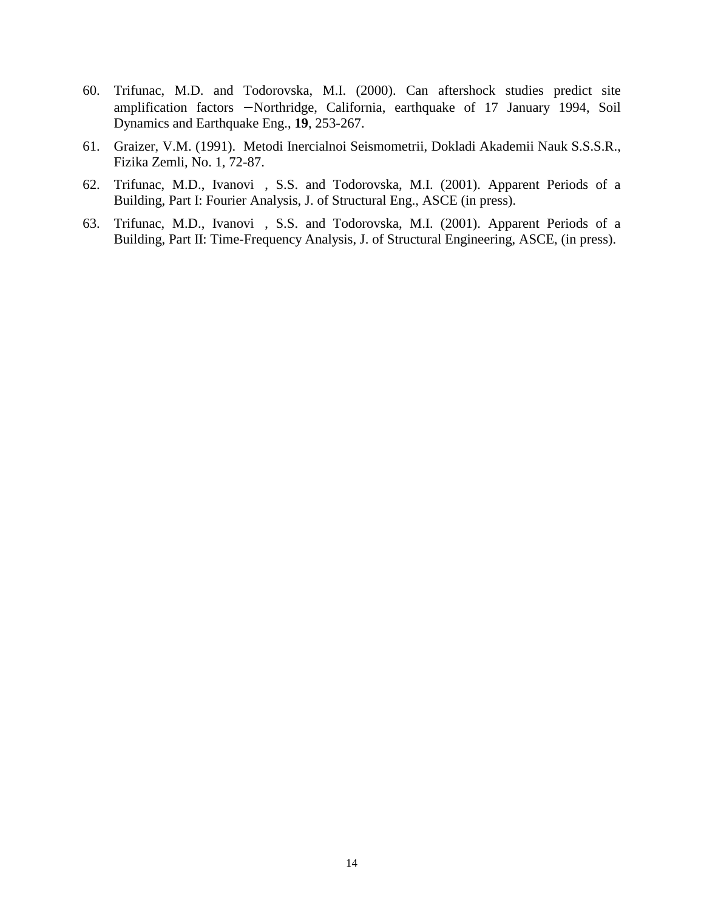60. Trifunac, M.D. and Todorovska, M.I. (2000). Can aftershock studies predict site amplification factors −Northridge, California, earthquake of 17 January 1994, Soil Dynamics and Earthquake Eng., **19**, 253-267.

61. Graizer, V.M. (1991). Metodi Inercialnoi Seismometrii, Dokladi Akademii Nauk S.S.S.R., Fizika Zemli, No. 1, 72-87.

62. Trifunac, M.D., Ivanovi , S.S. and Todorovska, M.I. (2001). Apparent Periods of a Building, Part I: Fourier Analysis, J. of Structural Eng., ASCE (in press).

63. Trifunac, M.D., Ivanovi , S.S. and Todorovska, M.I. (2001). Apparent Periods of a Building, Part II: Time-Frequency Analysis, J. of Structural Engineering, ASCE, (in press).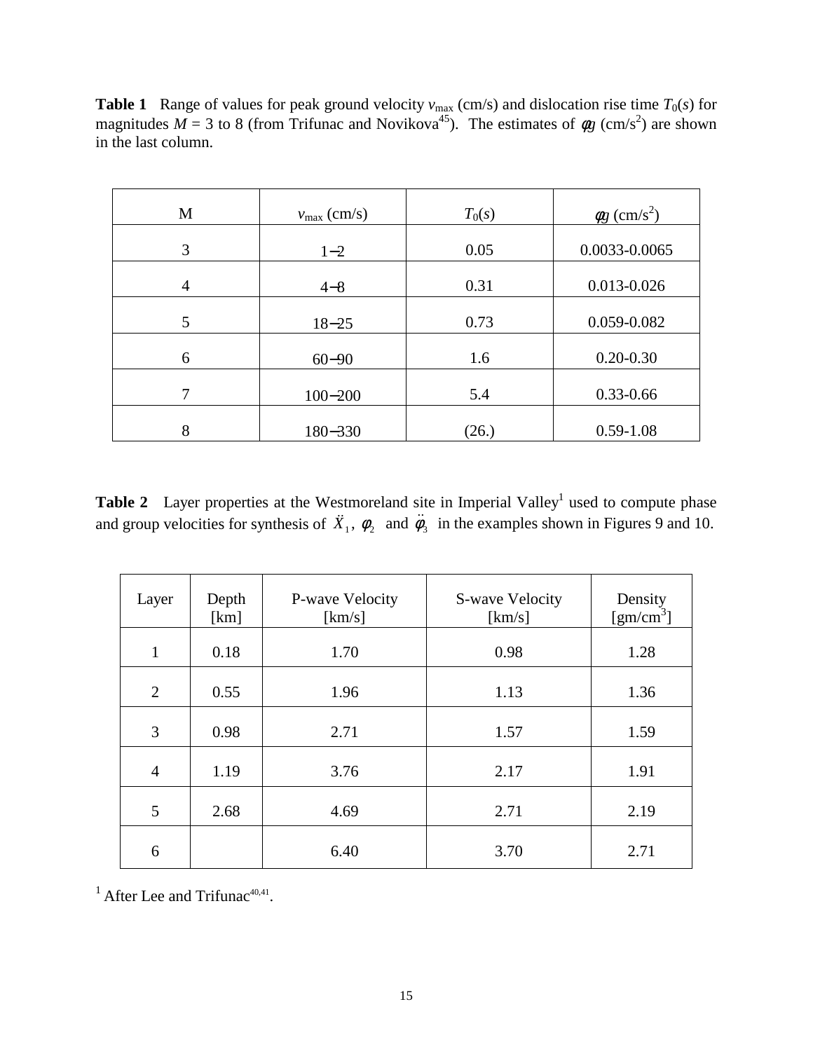**Table 1** Range of values for peak ground velocity $v_{max}$ (cm/s) and dislocation rise time $T_0(s)$ for magnitudes $M$ = 3 to 8 (from Trifunac and Novikova[45]). The estimates of $\phi g$ (cm/s$^2$) are shown in the last column.

| M | $v_{max}$ (cm/s) | $T_0(s)$ | $\phi g$ (cm/s$^2$) |
|---|---|---|---|
| 3 | 1−2 | 0.05 | 0.0033-0.0065 |
| 4 | 4−8 | 0.31 | 0.013-0.026 |
| 5 | 18−25 | 0.73 | 0.059-0.082 |
| 6 | 60−90 | 1.6 | 0.20-0.30 |
| 7 | 100−200 | 5.4 | 0.33-0.66 |
| 8 | 180−330 | (26.) | 0.59-1.08 |

**Table 2** Layer properties at the Westmoreland site in Imperial Valley[1] used to compute phase and group velocities for synthesis of $\ddot{X}_1$, $\phi_2$ and $\ddot{\phi}_3$ in the examples shown in Figures 9 and 10.

| Layer | Depth [km] | P-wave Velocity [km/s] | S-wave Velocity [km/s] | Density [gm/cm$^3$] |
|---|---|---|---|---|
| 1 | 0.18 | 1.70 | 0.98 | 1.28 |
| 2 | 0.55 | 1.96 | 1.13 | 1.36 |
| 3 | 0.98 | 2.71 | 1.57 | 1.59 |
| 4 | 1.19 | 3.76 | 2.17 | 1.91 |
| 5 | 2.68 | 4.69 | 2.71 | 2.19 |
| 6 | | 6.40 | 3.70 | 2.71 |

[1] After Lee and Trifunac[40,41].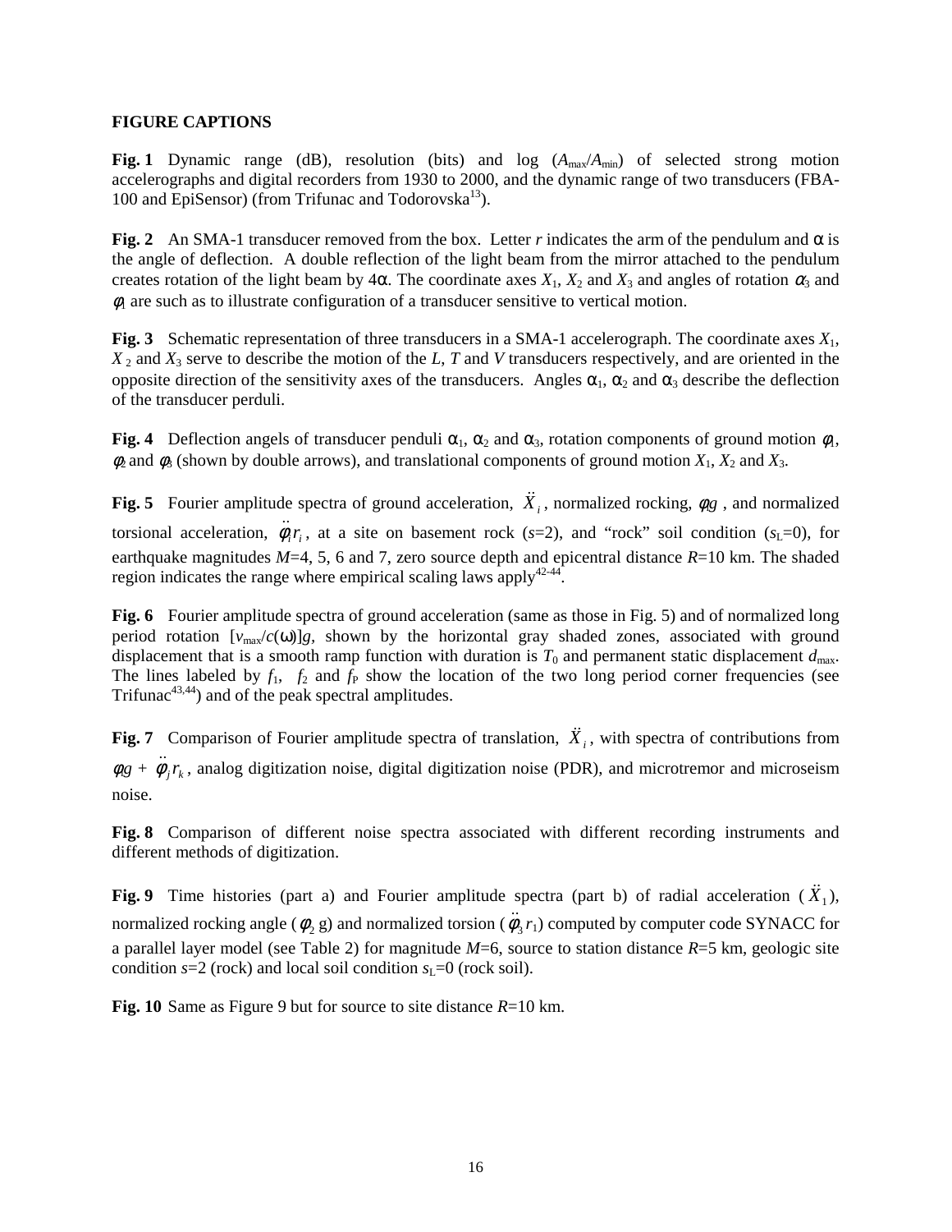**FIGURE CAPTIONS**

**Fig. 1** Dynamic range (dB), resolution (bits) and log ($A_{max}/A_{min}$) of selected strong motion accelerographs and digital recorders from 1930 to 2000, and the dynamic range of two transducers (FBA-100 and EpiSensor) (from Trifunac and Todorovska[13]).

**Fig. 2** An SMA-1 transducer removed from the box. Letter $r$ indicates the arm of the pendulum and $\alpha$ is the angle of deflection. A double reflection of the light beam from the mirror attached to the pendulum creates rotation of the light beam by $4\alpha$. The coordinate axes $X_1$, $X_2$ and $X_3$ and angles of rotation $\alpha_3$ and $\phi_1$ are such as to illustrate configuration of a transducer sensitive to vertical motion.

**Fig. 3** Schematic representation of three transducers in a SMA-1 accelerograph. The coordinate axes $X_1$, $X_2$ and $X_3$ serve to describe the motion of the $L$, $T$ and $V$ transducers respectively, and are oriented in the opposite direction of the sensitivity axes of the transducers. Angles $\alpha_1$, $\alpha_2$ and $\alpha_3$ describe the deflection of the transducer perduli.

**Fig. 4** Deflection angels of transducer penduli $\alpha_1$, $\alpha_2$ and $\alpha_3$, rotation components of ground motion $\phi_1$, $\phi_2$ and $\phi_3$ (shown by double arrows), and translational components of ground motion $X_1$, $X_2$ and $X_3$.

**Fig. 5** Fourier amplitude spectra of ground acceleration, $\ddot{X}_i$, normalized rocking, $\phi_i g$, and normalized torsional acceleration, $\ddot{\phi}_i r_i$, at a site on basement rock ($s$=2), and "rock" soil condition ($s_L$=0), for earthquake magnitudes $M$=4, 5, 6 and 7, zero source depth and epicentral distance $R$=10 km. The shaded region indicates the range where empirical scaling laws apply[42-44].

**Fig. 6** Fourier amplitude spectra of ground acceleration (same as those in Fig. 5) and of normalized long period rotation $[v_{max}/c(\omega)]g$, shown by the horizontal gray shaded zones, associated with ground displacement that is a smooth ramp function with duration is $T_0$ and permanent static displacement $d_{max}$. The lines labeled by $f_1$, $f_2$ and $f_P$ show the location of the two long period corner frequencies (see Trifunac[43,44]) and of the peak spectral amplitudes.

**Fig. 7** Comparison of Fourier amplitude spectra of translation, $\ddot{X}_i$, with spectra of contributions from $\phi_i g + \ddot{\phi}_j r_k$, analog digitization noise, digital digitization noise (PDR), and microtremor and microseism noise.

**Fig. 8** Comparison of different noise spectra associated with different recording instruments and different methods of digitization.

**Fig. 9** Time histories (part a) and Fourier amplitude spectra (part b) of radial acceleration ($\ddot{X}_1$), normalized rocking angle ($\phi_2$ g) and normalized torsion ($\ddot{\phi}_3 r_1$) computed by computer code SYNACC for a parallel layer model (see Table 2) for magnitude $M$=6, source to station distance $R$=5 km, geologic site condition $s$=2 (rock) and local soil condition $s_L$=0 (rock soil).

**Fig. 10** Same as Figure 9 but for source to site distance $R$=10 km.